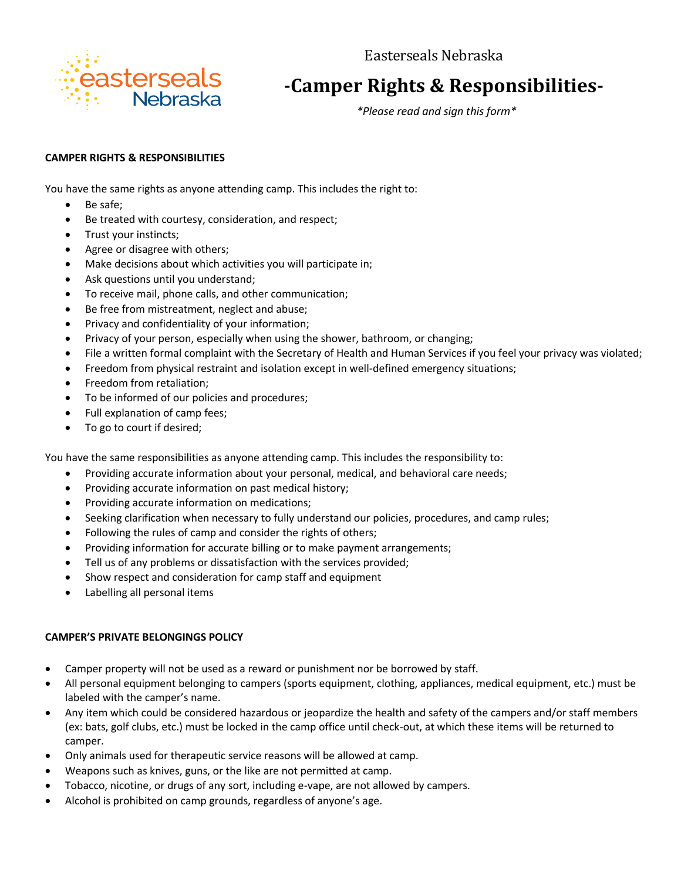Easterseals Nebraska

# -Camper Rights & Responsibilities-

*\*Please read and sign this form\**

**CAMPER RIGHTS & RESPONSIBILITIES**

You have the same rights as anyone attending camp. This includes the right to:

- Be safe;
- Be treated with courtesy, consideration, and respect;
- Trust your instincts;
- Agree or disagree with others;
- Make decisions about which activities you will participate in;
- Ask questions until you understand;
- To receive mail, phone calls, and other communication;
- Be free from mistreatment, neglect and abuse;
- Privacy and confidentiality of your information;
- Privacy of your person, especially when using the shower, bathroom, or changing;
- File a written formal complaint with the Secretary of Health and Human Services if you feel your privacy was violated;
- Freedom from physical restraint and isolation except in well-defined emergency situations;
- Freedom from retaliation;
- To be informed of our policies and procedures;
- Full explanation of camp fees;
- To go to court if desired;

You have the same responsibilities as anyone attending camp. This includes the responsibility to:

- Providing accurate information about your personal, medical, and behavioral care needs;
- Providing accurate information on past medical history;
- Providing accurate information on medications;
- Seeking clarification when necessary to fully understand our policies, procedures, and camp rules;
- Following the rules of camp and consider the rights of others;
- Providing information for accurate billing or to make payment arrangements;
- Tell us of any problems or dissatisfaction with the services provided;
- Show respect and consideration for camp staff and equipment
- Labelling all personal items

**CAMPER'S PRIVATE BELONGINGS POLICY**

- Camper property will not be used as a reward or punishment nor be borrowed by staff.
- All personal equipment belonging to campers (sports equipment, clothing, appliances, medical equipment, etc.) must be labeled with the camper's name.
- Any item which could be considered hazardous or jeopardize the health and safety of the campers and/or staff members (ex: bats, golf clubs, etc.) must be locked in the camp office until check-out, at which these items will be returned to camper.
- Only animals used for therapeutic service reasons will be allowed at camp.
- Weapons such as knives, guns, or the like are not permitted at camp.
- Tobacco, nicotine, or drugs of any sort, including e-vape, are not allowed by campers.
- Alcohol is prohibited on camp grounds, regardless of anyone's age.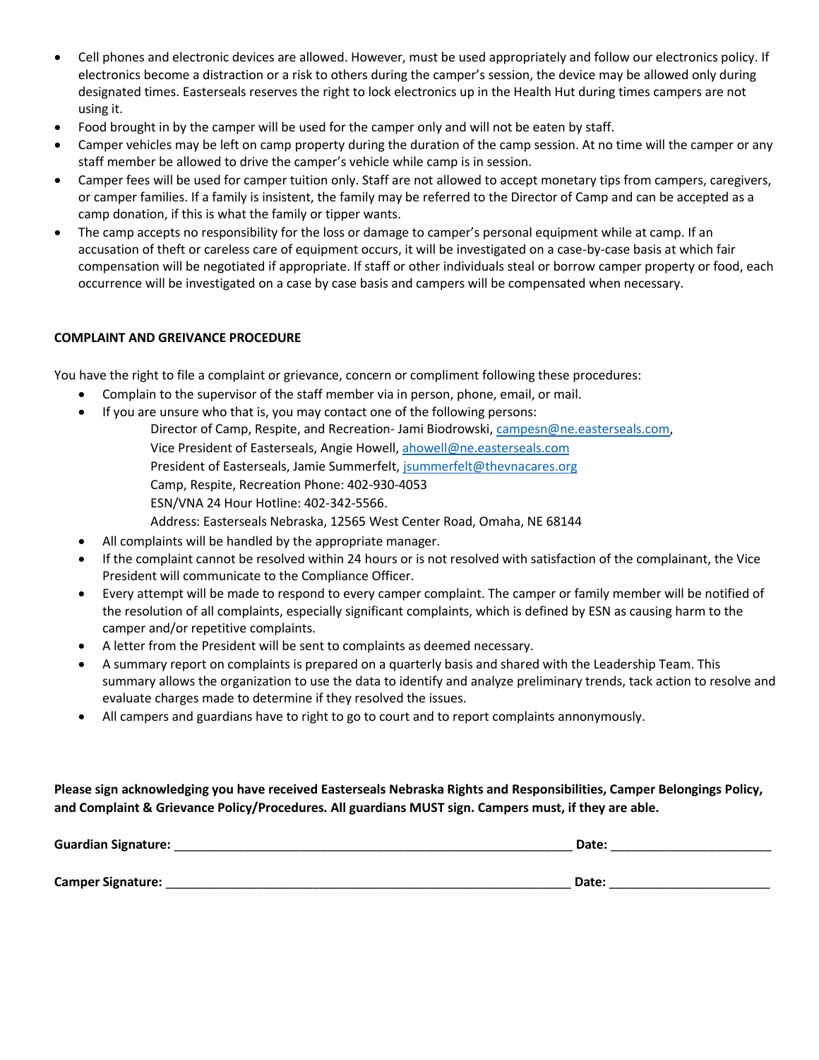- Cell phones and electronic devices are allowed. However, must be used appropriately and follow our electronics policy. If electronics become a distraction or a risk to others during the camper's session, the device may be allowed only during designated times. Easterseals reserves the right to lock electronics up in the Health Hut during times campers are not using it.
- Food brought in by the camper will be used for the camper only and will not be eaten by staff.
- Camper vehicles may be left on camp property during the duration of the camp session. At no time will the camper or any staff member be allowed to drive the camper's vehicle while camp is in session.
- Camper fees will be used for camper tuition only. Staff are not allowed to accept monetary tips from campers, caregivers, or camper families. If a family is insistent, the family may be referred to the Director of Camp and can be accepted as a camp donation, if this is what the family or tipper wants.
- The camp accepts no responsibility for the loss or damage to camper's personal equipment while at camp. If an accusation of theft or careless care of equipment occurs, it will be investigated on a case-by-case basis at which fair compensation will be negotiated if appropriate. If staff or other individuals steal or borrow camper property or food, each occurrence will be investigated on a case by case basis and campers will be compensated when necessary.

**COMPLAINT AND GREIVANCE PROCEDURE**

You have the right to file a complaint or grievance, concern or compliment following these procedures:

- Complain to the supervisor of the staff member via in person, phone, email, or mail.
- If you are unsure who that is, you may contact one of the following persons:

  Director of Camp, Respite, and Recreation- Jami Biodrowski, campesn@ne.easterseals.com,
  Vice President of Easterseals, Angie Howell, ahowell@ne.easterseals.com
  President of Easterseals, Jamie Summerfelt, jsummerfelt@thevnacares.org
  Camp, Respite, Recreation Phone: 402-930-4053
  ESN/VNA 24 Hour Hotline: 402-342-5566.
  Address: Easterseals Nebraska, 12565 West Center Road, Omaha, NE 68144

- All complaints will be handled by the appropriate manager.
- If the complaint cannot be resolved within 24 hours or is not resolved with satisfaction of the complainant, the Vice President will communicate to the Compliance Officer.
- Every attempt will be made to respond to every camper complaint. The camper or family member will be notified of the resolution of all complaints, especially significant complaints, which is defined by ESN as causing harm to the camper and/or repetitive complaints.
- A letter from the President will be sent to complaints as deemed necessary.
- A summary report on complaints is prepared on a quarterly basis and shared with the Leadership Team. This summary allows the organization to use the data to identify and analyze preliminary trends, tack action to resolve and evaluate charges made to determine if they resolved the issues.
- All campers and guardians have to right to go to court and to report complaints annonymously.

**Please sign acknowledging you have received Easterseals Nebraska Rights and Responsibilities, Camper Belongings Policy, and Complaint & Grievance Policy/Procedures. All guardians MUST sign. Campers must, if they are able.**

**Guardian Signature:** ____________________________________________ **Date:** ____________________

**Camper Signature:** ____________________________________________ **Date:** ____________________